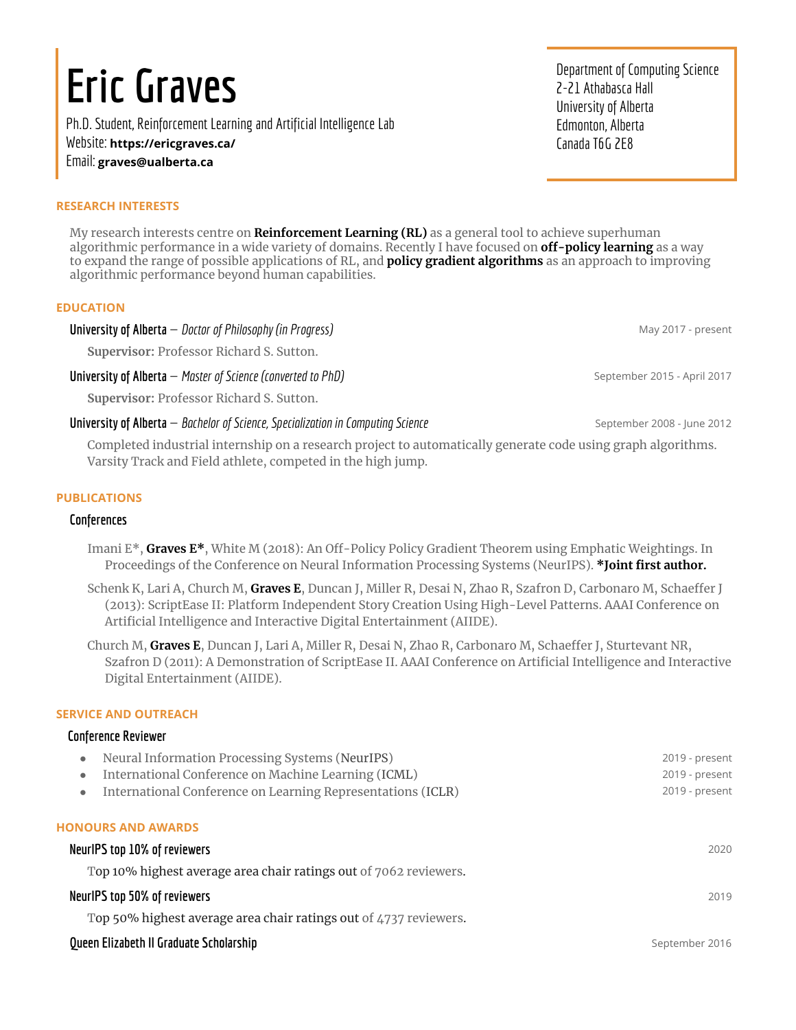# Eric Graves

Ph.D. Student, Reinforcement Learning and Artificial Intelligence Lab
Website: **https://ericgraves.ca/**
Email: **graves@ualberta.ca**

Department of Computing Science
2-21 Athabasca Hall
University of Alberta
Edmonton, Alberta
Canada T6G 2E8

## RESEARCH INTERESTS

My research interests centre on **Reinforcement Learning (RL)** as a general tool to achieve superhuman algorithmic performance in a wide variety of domains. Recently I have focused on **off-policy learning** as a way to expand the range of possible applications of RL, and **policy gradient algorithms** as an approach to improving algorithmic performance beyond human capabilities.

## EDUCATION

**University of Alberta** — *Doctor of Philosophy (in Progress)* — May 2017 - present

**Supervisor:** Professor Richard S. Sutton.

**University of Alberta** — *Master of Science (converted to PhD)* — September 2015 - April 2017

**Supervisor:** Professor Richard S. Sutton.

**University of Alberta** — *Bachelor of Science, Specialization in Computing Science* — September 2008 - June 2012

Completed industrial internship on a research project to automatically generate code using graph algorithms. Varsity Track and Field athlete, competed in the high jump.

## PUBLICATIONS

### Conferences

Imani E*, **Graves E***, White M (2018): An Off-Policy Policy Gradient Theorem using Emphatic Weightings. In Proceedings of the Conference on Neural Information Processing Systems (NeurIPS). ***Joint first author.**

Schenk K, Lari A, Church M, **Graves E**, Duncan J, Miller R, Desai N, Zhao R, Szafron D, Carbonaro M, Schaeffer J (2013): ScriptEase II: Platform Independent Story Creation Using High-Level Patterns. AAAI Conference on Artificial Intelligence and Interactive Digital Entertainment (AIIDE).

Church M, **Graves E**, Duncan J, Lari A, Miller R, Desai N, Zhao R, Carbonaro M, Schaeffer J, Sturtevant NR, Szafron D (2011): A Demonstration of ScriptEase II. AAAI Conference on Artificial Intelligence and Interactive Digital Entertainment (AIIDE).

## SERVICE AND OUTREACH

### Conference Reviewer

- Neural Information Processing Systems (NeurIPS) — 2019 - present
- International Conference on Machine Learning (ICML) — 2019 - present
- International Conference on Learning Representations (ICLR) — 2019 - present

## HONOURS AND AWARDS

**NeurIPS top 10% of reviewers** — 2020

Top 10% highest average area chair ratings out of 7062 reviewers.

**NeurIPS top 50% of reviewers** — 2019

Top 50% highest average area chair ratings out of 4737 reviewers.

**Queen Elizabeth II Graduate Scholarship** — September 2016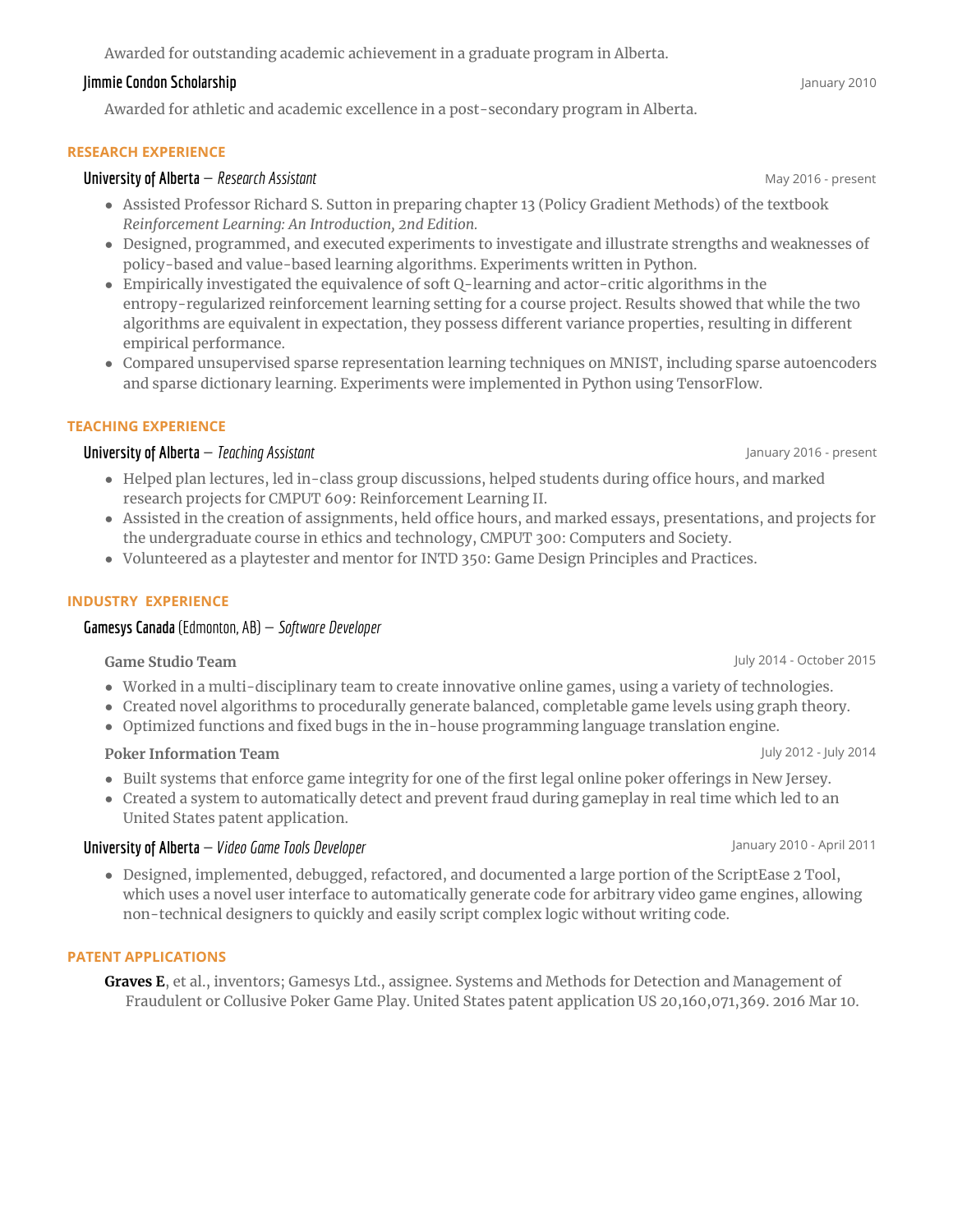Awarded for outstanding academic achievement in a graduate program in Alberta.

**Jimmie Condon Scholarship** — January 2010

Awarded for athletic and academic excellence in a post-secondary program in Alberta.

## RESEARCH EXPERIENCE

**University of Alberta** — *Research Assistant* — May 2016 - present

- Assisted Professor Richard S. Sutton in preparing chapter 13 (Policy Gradient Methods) of the textbook *Reinforcement Learning: An Introduction, 2nd Edition.*
- Designed, programmed, and executed experiments to investigate and illustrate strengths and weaknesses of policy-based and value-based learning algorithms. Experiments written in Python.
- Empirically investigated the equivalence of soft Q-learning and actor-critic algorithms in the entropy-regularized reinforcement learning setting for a course project. Results showed that while the two algorithms are equivalent in expectation, they possess different variance properties, resulting in different empirical performance.
- Compared unsupervised sparse representation learning techniques on MNIST, including sparse autoencoders and sparse dictionary learning. Experiments were implemented in Python using TensorFlow.

## TEACHING EXPERIENCE

**University of Alberta** — *Teaching Assistant* — January 2016 - present

- Helped plan lectures, led in-class group discussions, helped students during office hours, and marked research projects for CMPUT 609: Reinforcement Learning II.
- Assisted in the creation of assignments, held office hours, and marked essays, presentations, and projects for the undergraduate course in ethics and technology, CMPUT 300: Computers and Society.
- Volunteered as a playtester and mentor for INTD 350: Game Design Principles and Practices.

## INDUSTRY EXPERIENCE

**Gamesys Canada** (Edmonton, AB) — *Software Developer*

**Game Studio Team** — July 2014 - October 2015

- Worked in a multi-disciplinary team to create innovative online games, using a variety of technologies.
- Created novel algorithms to procedurally generate balanced, completable game levels using graph theory.
- Optimized functions and fixed bugs in the in-house programming language translation engine.

**Poker Information Team** — July 2012 - July 2014

- Built systems that enforce game integrity for one of the first legal online poker offerings in New Jersey.
- Created a system to automatically detect and prevent fraud during gameplay in real time which led to an United States patent application.

**University of Alberta** — *Video Game Tools Developer* — January 2010 - April 2011

- Designed, implemented, debugged, refactored, and documented a large portion of the ScriptEase 2 Tool, which uses a novel user interface to automatically generate code for arbitrary video game engines, allowing non-technical designers to quickly and easily script complex logic without writing code.

## PATENT APPLICATIONS

**Graves E**, et al., inventors; Gamesys Ltd., assignee. Systems and Methods for Detection and Management of Fraudulent or Collusive Poker Game Play. United States patent application US 20,160,071,369. 2016 Mar 10.